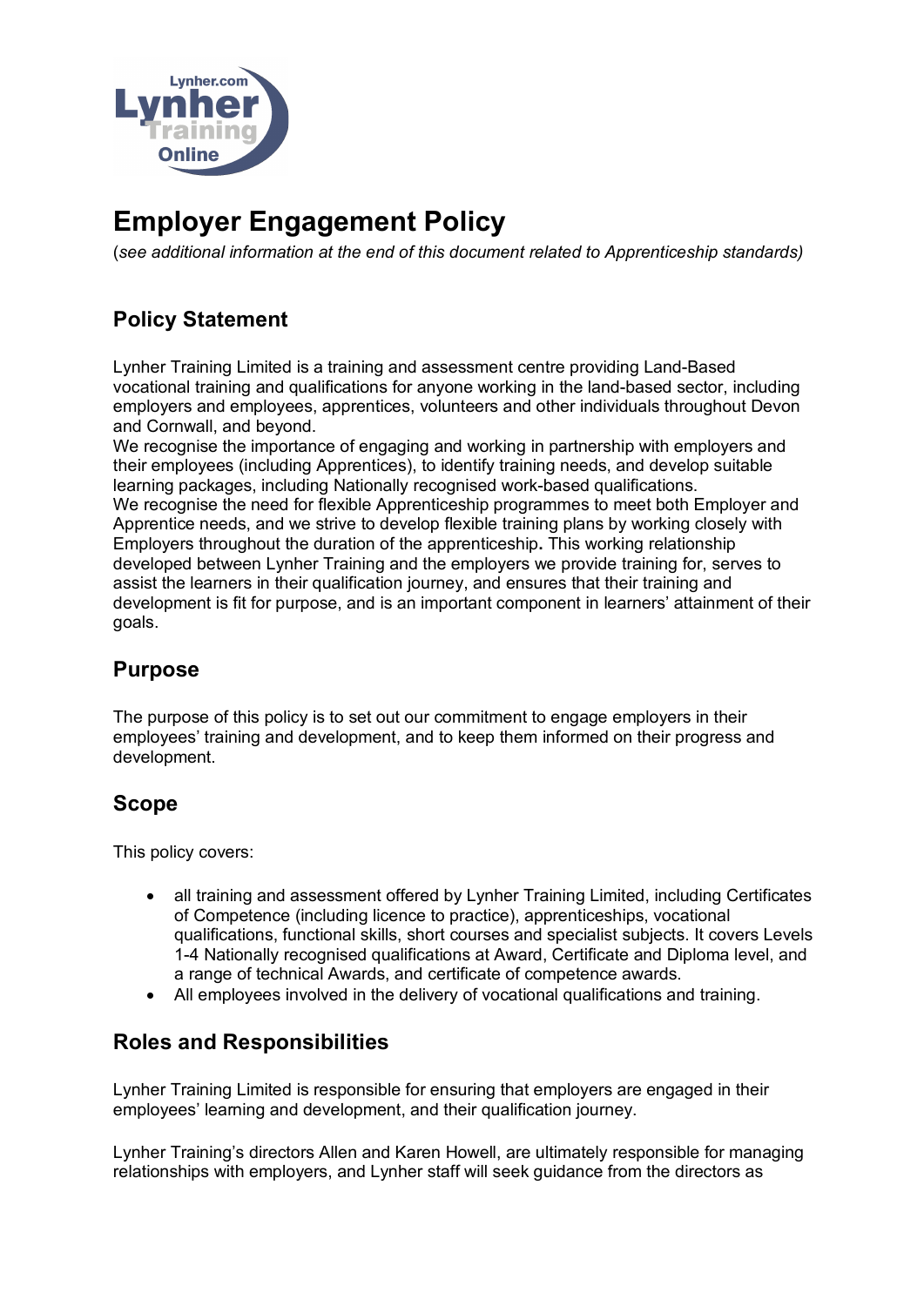# Employer Engagement Policy

(*see additional information at the end of this document related to Apprenticeship standards)*

## Policy Statement

Lynher Training Limited is a training and assessment centre providing Land-Based vocational training and qualifications for anyone working in the land-based sector, including employers and employees, apprentices, volunteers and other individuals throughout Devon and Cornwall, and beyond.
We recognise the importance of engaging and working in partnership with employers and their employees (including Apprentices), to identify training needs, and develop suitable learning packages, including Nationally recognised work-based qualifications.
We recognise the need for flexible Apprenticeship programmes to meet both Employer and Apprentice needs, and we strive to develop flexible training plans by working closely with Employers throughout the duration of the apprenticeship**.** This working relationship developed between Lynher Training and the employers we provide training for, serves to assist the learners in their qualification journey, and ensures that their training and development is fit for purpose, and is an important component in learners' attainment of their goals.

## Purpose

The purpose of this policy is to set out our commitment to engage employers in their employees' training and development, and to keep them informed on their progress and development.

## Scope

This policy covers:

- all training and assessment offered by Lynher Training Limited, including Certificates of Competence (including licence to practice), apprenticeships, vocational qualifications, functional skills, short courses and specialist subjects. It covers Levels 1-4 Nationally recognised qualifications at Award, Certificate and Diploma level, and a range of technical Awards, and certificate of competence awards.
- All employees involved in the delivery of vocational qualifications and training.

## Roles and Responsibilities

Lynher Training Limited is responsible for ensuring that employers are engaged in their employees' learning and development, and their qualification journey.

Lynher Training's directors Allen and Karen Howell, are ultimately responsible for managing relationships with employers, and Lynher staff will seek guidance from the directors as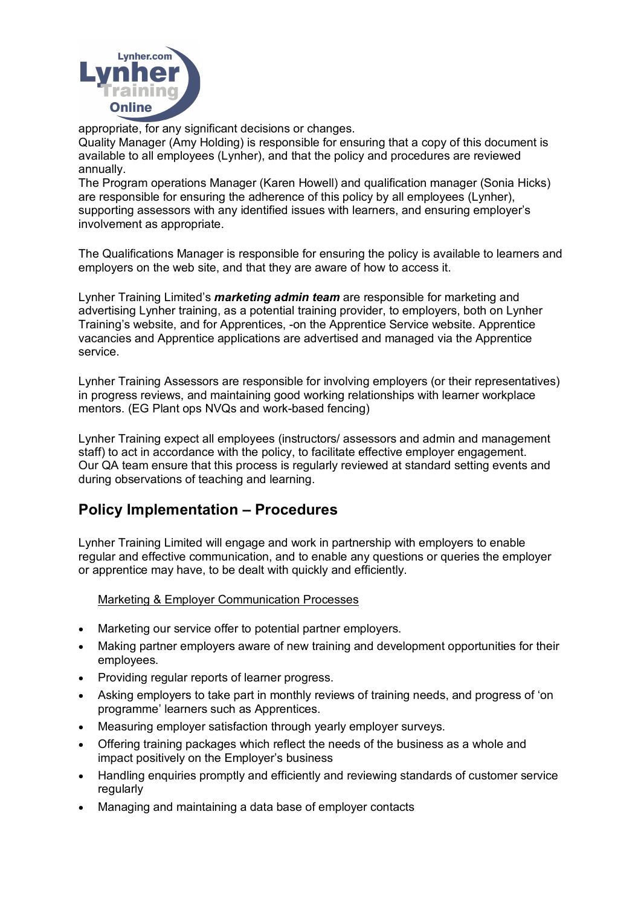appropriate, for any significant decisions or changes.
Quality Manager (Amy Holding) is responsible for ensuring that a copy of this document is available to all employees (Lynher), and that the policy and procedures are reviewed annually.
The Program operations Manager (Karen Howell) and qualification manager (Sonia Hicks) are responsible for ensuring the adherence of this policy by all employees (Lynher), supporting assessors with any identified issues with learners, and ensuring employer's involvement as appropriate.

The Qualifications Manager is responsible for ensuring the policy is available to learners and employers on the web site, and that they are aware of how to access it.

Lynher Training Limited's ***marketing admin team*** are responsible for marketing and advertising Lynher training, as a potential training provider, to employers, both on Lynher Training's website, and for Apprentices, -on the Apprentice Service website. Apprentice vacancies and Apprentice applications are advertised and managed via the Apprentice service.

Lynher Training Assessors are responsible for involving employers (or their representatives) in progress reviews, and maintaining good working relationships with learner workplace mentors. (EG Plant ops NVQs and work-based fencing)

Lynher Training expect all employees (instructors/ assessors and admin and management staff) to act in accordance with the policy, to facilitate effective employer engagement. Our QA team ensure that this process is regularly reviewed at standard setting events and during observations of teaching and learning.

## Policy Implementation – Procedures

Lynher Training Limited will engage and work in partnership with employers to enable regular and effective communication, and to enable any questions or queries the employer or apprentice may have, to be dealt with quickly and efficiently.

<u>Marketing & Employer Communication Processes</u>

- Marketing our service offer to potential partner employers.
- Making partner employers aware of new training and development opportunities for their employees.
- Providing regular reports of learner progress.
- Asking employers to take part in monthly reviews of training needs, and progress of 'on programme' learners such as Apprentices.
- Measuring employer satisfaction through yearly employer surveys.
- Offering training packages which reflect the needs of the business as a whole and impact positively on the Employer's business
- Handling enquiries promptly and efficiently and reviewing standards of customer service regularly
- Managing and maintaining a data base of employer contacts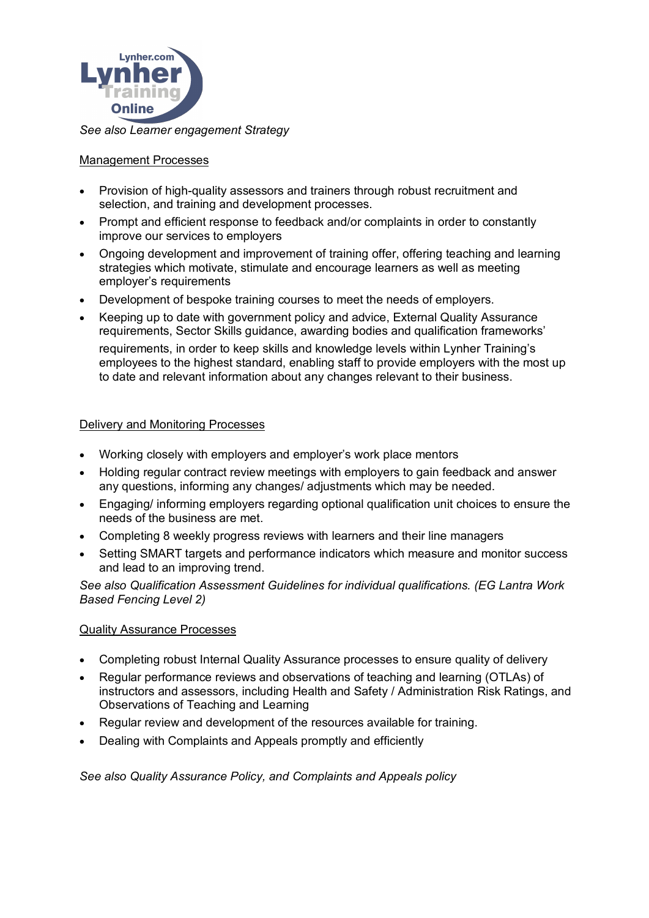*See also Learner engagement Strategy*

## Management Processes

- Provision of high-quality assessors and trainers through robust recruitment and selection, and training and development processes.
- Prompt and efficient response to feedback and/or complaints in order to constantly improve our services to employers
- Ongoing development and improvement of training offer, offering teaching and learning strategies which motivate, stimulate and encourage learners as well as meeting employer's requirements
- Development of bespoke training courses to meet the needs of employers.
- Keeping up to date with government policy and advice, External Quality Assurance requirements, Sector Skills guidance, awarding bodies and qualification frameworks' requirements, in order to keep skills and knowledge levels within Lynher Training's employees to the highest standard, enabling staff to provide employers with the most up to date and relevant information about any changes relevant to their business.

## Delivery and Monitoring Processes

- Working closely with employers and employer's work place mentors
- Holding regular contract review meetings with employers to gain feedback and answer any questions, informing any changes/ adjustments which may be needed.
- Engaging/ informing employers regarding optional qualification unit choices to ensure the needs of the business are met.
- Completing 8 weekly progress reviews with learners and their line managers
- Setting SMART targets and performance indicators which measure and monitor success and lead to an improving trend.

*See also Qualification Assessment Guidelines for individual qualifications. (EG Lantra Work Based Fencing Level 2)*

## Quality Assurance Processes

- Completing robust Internal Quality Assurance processes to ensure quality of delivery
- Regular performance reviews and observations of teaching and learning (OTLAs) of instructors and assessors, including Health and Safety / Administration Risk Ratings, and Observations of Teaching and Learning
- Regular review and development of the resources available for training.
- Dealing with Complaints and Appeals promptly and efficiently

*See also Quality Assurance Policy, and Complaints and Appeals policy*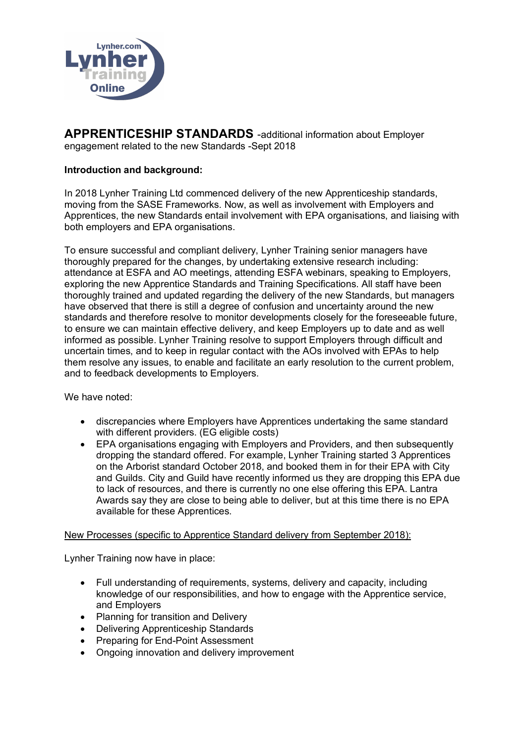Lynher.com Lynher Training Online

**APPRENTICESHIP STANDARDS** -additional information about Employer engagement related to the new Standards -Sept 2018

**Introduction and background:**

In 2018 Lynher Training Ltd commenced delivery of the new Apprenticeship standards, moving from the SASE Frameworks. Now, as well as involvement with Employers and Apprentices, the new Standards entail involvement with EPA organisations, and liaising with both employers and EPA organisations.

To ensure successful and compliant delivery, Lynher Training senior managers have thoroughly prepared for the changes, by undertaking extensive research including: attendance at ESFA and AO meetings, attending ESFA webinars, speaking to Employers, exploring the new Apprentice Standards and Training Specifications. All staff have been thoroughly trained and updated regarding the delivery of the new Standards, but managers have observed that there is still a degree of confusion and uncertainty around the new standards and therefore resolve to monitor developments closely for the foreseeable future, to ensure we can maintain effective delivery, and keep Employers up to date and as well informed as possible. Lynher Training resolve to support Employers through difficult and uncertain times, and to keep in regular contact with the AOs involved with EPAs to help them resolve any issues, to enable and facilitate an early resolution to the current problem, and to feedback developments to Employers.

We have noted:

- discrepancies where Employers have Apprentices undertaking the same standard with different providers. (EG eligible costs)
- EPA organisations engaging with Employers and Providers, and then subsequently dropping the standard offered. For example, Lynher Training started 3 Apprentices on the Arborist standard October 2018, and booked them in for their EPA with City and Guilds. City and Guild have recently informed us they are dropping this EPA due to lack of resources, and there is currently no one else offering this EPA. Lantra Awards say they are close to being able to deliver, but at this time there is no EPA available for these Apprentices.

New Processes (specific to Apprentice Standard delivery from September 2018):

Lynher Training now have in place:

- Full understanding of requirements, systems, delivery and capacity, including knowledge of our responsibilities, and how to engage with the Apprentice service, and Employers
- Planning for transition and Delivery
- Delivering Apprenticeship Standards
- Preparing for End-Point Assessment
- Ongoing innovation and delivery improvement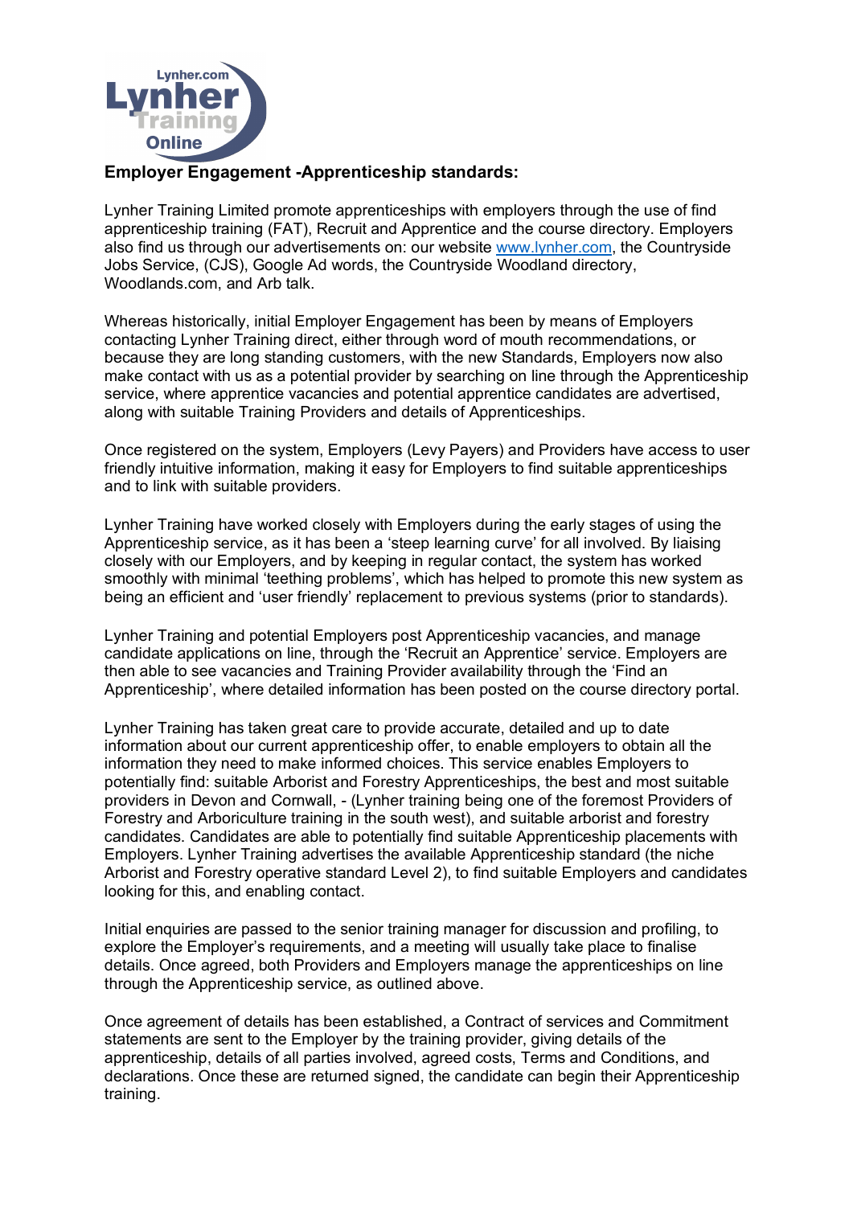## Employer Engagement -Apprenticeship standards:

Lynher Training Limited promote apprenticeships with employers through the use of find apprenticeship training (FAT), Recruit and Apprentice and the course directory. Employers also find us through our advertisements on: our website [www.lynher.com](http://www.lynher.com), the Countryside Jobs Service, (CJS), Google Ad words, the Countryside Woodland directory, Woodlands.com, and Arb talk.

Whereas historically, initial Employer Engagement has been by means of Employers contacting Lynher Training direct, either through word of mouth recommendations, or because they are long standing customers, with the new Standards, Employers now also make contact with us as a potential provider by searching on line through the Apprenticeship service, where apprentice vacancies and potential apprentice candidates are advertised, along with suitable Training Providers and details of Apprenticeships.

Once registered on the system, Employers (Levy Payers) and Providers have access to user friendly intuitive information, making it easy for Employers to find suitable apprenticeships and to link with suitable providers.

Lynher Training have worked closely with Employers during the early stages of using the Apprenticeship service, as it has been a 'steep learning curve' for all involved. By liaising closely with our Employers, and by keeping in regular contact, the system has worked smoothly with minimal 'teething problems', which has helped to promote this new system as being an efficient and 'user friendly' replacement to previous systems (prior to standards).

Lynher Training and potential Employers post Apprenticeship vacancies, and manage candidate applications on line, through the 'Recruit an Apprentice' service. Employers are then able to see vacancies and Training Provider availability through the 'Find an Apprenticeship', where detailed information has been posted on the course directory portal.

Lynher Training has taken great care to provide accurate, detailed and up to date information about our current apprenticeship offer, to enable employers to obtain all the information they need to make informed choices. This service enables Employers to potentially find: suitable Arborist and Forestry Apprenticeships, the best and most suitable providers in Devon and Cornwall, - (Lynher training being one of the foremost Providers of Forestry and Arboriculture training in the south west), and suitable arborist and forestry candidates. Candidates are able to potentially find suitable Apprenticeship placements with Employers. Lynher Training advertises the available Apprenticeship standard (the niche Arborist and Forestry operative standard Level 2), to find suitable Employers and candidates looking for this, and enabling contact.

Initial enquiries are passed to the senior training manager for discussion and profiling, to explore the Employer's requirements, and a meeting will usually take place to finalise details. Once agreed, both Providers and Employers manage the apprenticeships on line through the Apprenticeship service, as outlined above.

Once agreement of details has been established, a Contract of services and Commitment statements are sent to the Employer by the training provider, giving details of the apprenticeship, details of all parties involved, agreed costs, Terms and Conditions, and declarations. Once these are returned signed, the candidate can begin their Apprenticeship training.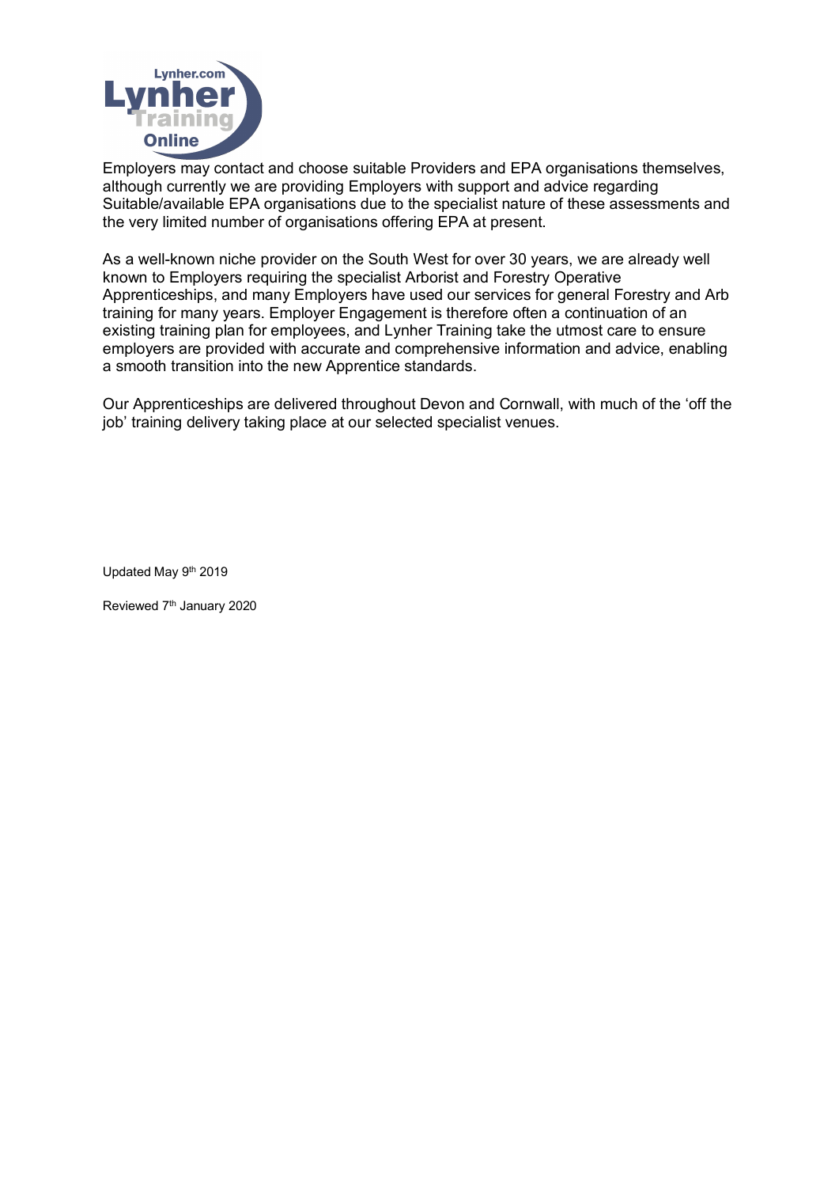Employers may contact and choose suitable Providers and EPA organisations themselves, although currently we are providing Employers with support and advice regarding Suitable/available EPA organisations due to the specialist nature of these assessments and the very limited number of organisations offering EPA at present.

As a well-known niche provider on the South West for over 30 years, we are already well known to Employers requiring the specialist Arborist and Forestry Operative Apprenticeships, and many Employers have used our services for general Forestry and Arb training for many years. Employer Engagement is therefore often a continuation of an existing training plan for employees, and Lynher Training take the utmost care to ensure employers are provided with accurate and comprehensive information and advice, enabling a smooth transition into the new Apprentice standards.

Our Apprenticeships are delivered throughout Devon and Cornwall, with much of the 'off the job' training delivery taking place at our selected specialist venues.

Updated May 9th 2019

Reviewed 7th January 2020